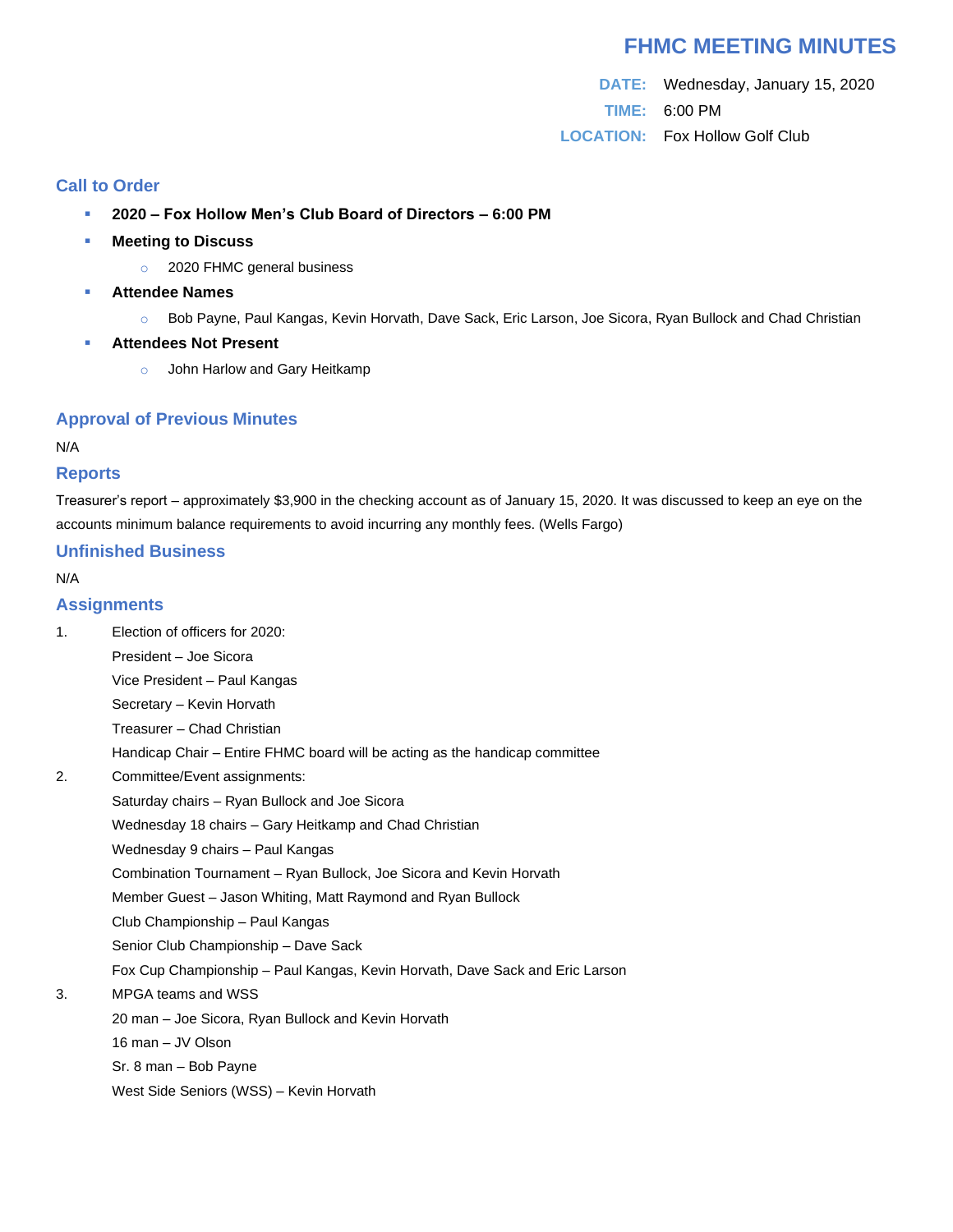# FHMC MEETING MINUTES

**DATE:** Wednesday, January 15, 2020

**TIME:** 6:00 PM

**LOCATION:** Fox Hollow Golf Club

## Call to Order

- **2020 – Fox Hollow Men's Club Board of Directors – 6:00 PM**
- **Meeting to Discuss**
  - 2020 FHMC general business
- **Attendee Names**
  - Bob Payne, Paul Kangas, Kevin Horvath, Dave Sack, Eric Larson, Joe Sicora, Ryan Bullock and Chad Christian
- **Attendees Not Present**
  - John Harlow and Gary Heitkamp

## Approval of Previous Minutes

N/A

## Reports

Treasurer's report – approximately $3,900 in the checking account as of January 15, 2020. It was discussed to keep an eye on the accounts minimum balance requirements to avoid incurring any monthly fees. (Wells Fargo)

## Unfinished Business

N/A

## Assignments

1. Election of officers for 2020:
   President – Joe Sicora
   Vice President – Paul Kangas
   Secretary – Kevin Horvath
   Treasurer – Chad Christian
   Handicap Chair – Entire FHMC board will be acting as the handicap committee
2. Committee/Event assignments:
   Saturday chairs – Ryan Bullock and Joe Sicora
   Wednesday 18 chairs – Gary Heitkamp and Chad Christian
   Wednesday 9 chairs – Paul Kangas
   Combination Tournament – Ryan Bullock, Joe Sicora and Kevin Horvath
   Member Guest – Jason Whiting, Matt Raymond and Ryan Bullock
   Club Championship – Paul Kangas
   Senior Club Championship – Dave Sack
   Fox Cup Championship – Paul Kangas, Kevin Horvath, Dave Sack and Eric Larson
3. MPGA teams and WSS
   20 man – Joe Sicora, Ryan Bullock and Kevin Horvath
   16 man – JV Olson
   Sr. 8 man – Bob Payne
   West Side Seniors (WSS) – Kevin Horvath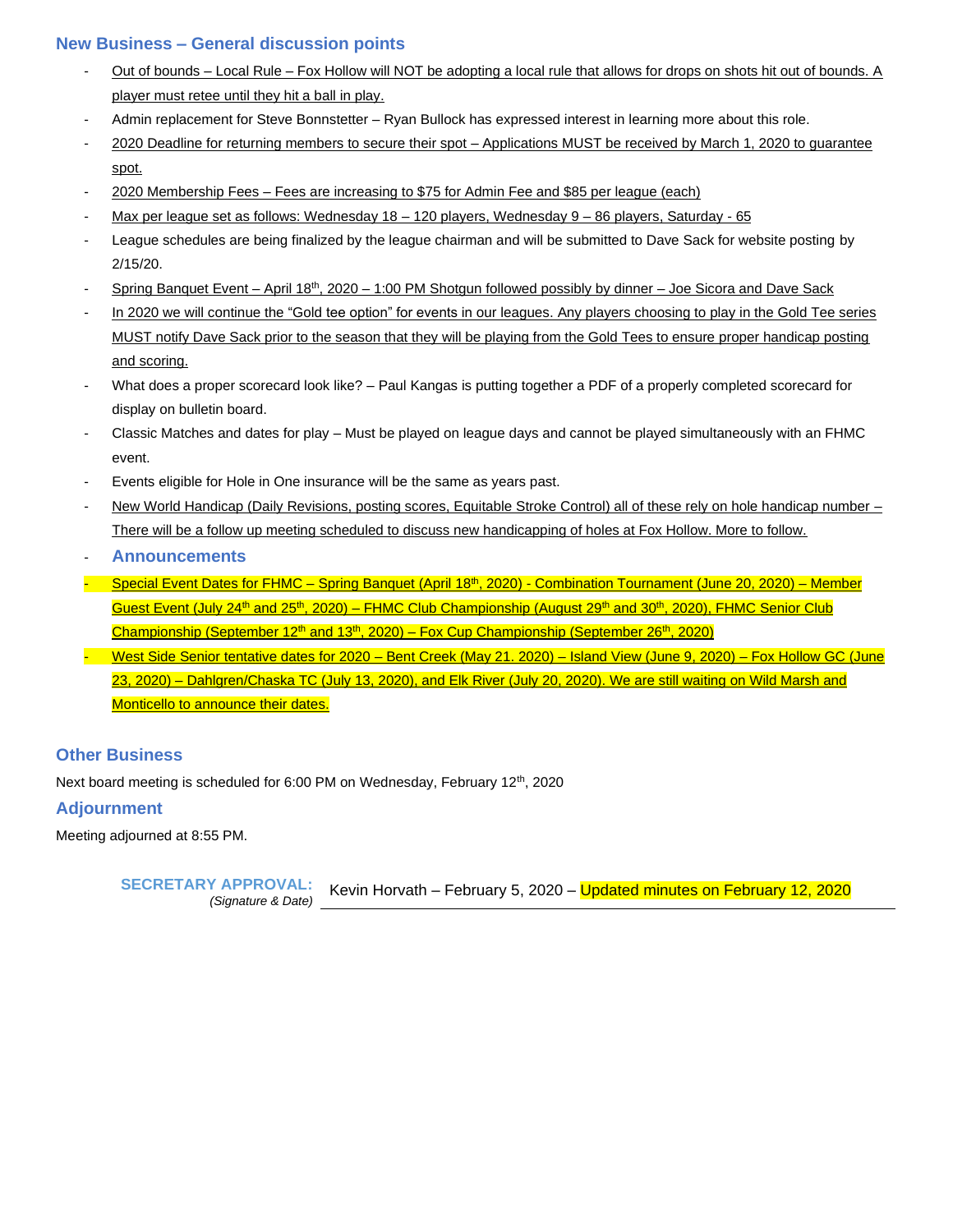## New Business – General discussion points

- Out of bounds – Local Rule – Fox Hollow will NOT be adopting a local rule that allows for drops on shots hit out of bounds. A player must retee until they hit a ball in play.
- Admin replacement for Steve Bonnstetter – Ryan Bullock has expressed interest in learning more about this role.
- 2020 Deadline for returning members to secure their spot – Applications MUST be received by March 1, 2020 to guarantee spot.
- 2020 Membership Fees – Fees are increasing to $75 for Admin Fee and $85 per league (each)
- Max per league set as follows: Wednesday 18 – 120 players, Wednesday 9 – 86 players, Saturday - 65
- League schedules are being finalized by the league chairman and will be submitted to Dave Sack for website posting by 2/15/20.
- Spring Banquet Event – April 18th, 2020 – 1:00 PM Shotgun followed possibly by dinner – Joe Sicora and Dave Sack
- In 2020 we will continue the "Gold tee option" for events in our leagues. Any players choosing to play in the Gold Tee series MUST notify Dave Sack prior to the season that they will be playing from the Gold Tees to ensure proper handicap posting and scoring.
- What does a proper scorecard look like? – Paul Kangas is putting together a PDF of a properly completed scorecard for display on bulletin board.
- Classic Matches and dates for play – Must be played on league days and cannot be played simultaneously with an FHMC event.
- Events eligible for Hole in One insurance will be the same as years past.
- New World Handicap (Daily Revisions, posting scores, Equitable Stroke Control) all of these rely on hole handicap number – There will be a follow up meeting scheduled to discuss new handicapping of holes at Fox Hollow. More to follow.

- **Announcements**
- Special Event Dates for FHMC – Spring Banquet (April 18th, 2020) - Combination Tournament (June 20, 2020) – Member Guest Event (July 24th and 25th, 2020) – FHMC Club Championship (August 29th and 30th, 2020), FHMC Senior Club Championship (September 12th and 13th, 2020) – Fox Cup Championship (September 26th, 2020)
- West Side Senior tentative dates for 2020 – Bent Creek (May 21. 2020) – Island View (June 9, 2020) – Fox Hollow GC (June 23, 2020) – Dahlgren/Chaska TC (July 13, 2020), and Elk River (July 20, 2020). We are still waiting on Wild Marsh and Monticello to announce their dates.

## Other Business

Next board meeting is scheduled for 6:00 PM on Wednesday, February 12th, 2020

## Adjournment

Meeting adjourned at 8:55 PM.

**SECRETARY APPROVAL:** *(Signature & Date)* Kevin Horvath – February 5, 2020 – Updated minutes on February 12, 2020